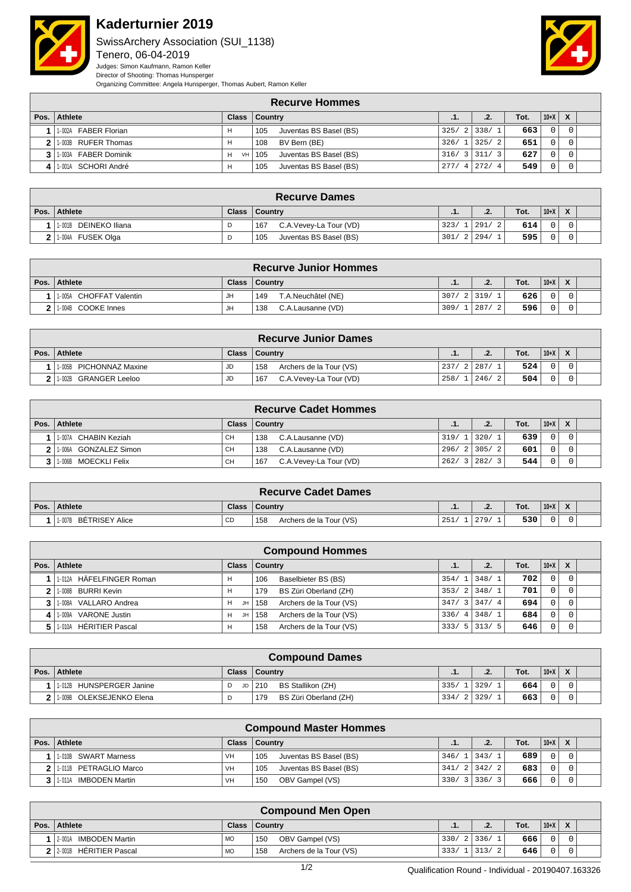# Kaderturnier 2019

SwissArchery Association (SUI_1138)
Tenero, 06-04-2019

Judges: Simon Kaufmann, Ramon Keller
Director of Shooting: Thomas Hunsperger
Organizing Committee: Angela Hunsperger, Thomas Aubert, Ramon Keller

## Recurve Hommes

| Pos. | Athlete | Class | Country | .1. | .2. | Tot. | 10+X | X |
|---|---|---|---|---|---|---|---|---|
| 1 | 1-002A FABER Florian | H | 105 Juventas BS Basel (BS) | 325/ 2 | 338/ 1 | 663 | 0 | 0 |
| 2 | 1-003B RUFER Thomas | H | 108 BV Bern (BE) | 326/ 1 | 325/ 2 | 651 | 0 | 0 |
| 3 | 1-003A FABER Dominik | H VH | 105 Juventas BS Basel (BS) | 316/ 3 | 311/ 3 | 627 | 0 | 0 |
| 4 | 1-001A SCHORI André | H | 105 Juventas BS Basel (BS) | 277/ 4 | 272/ 4 | 549 | 0 | 0 |

## Recurve Dames

| Pos. | Athlete | Class | Country | .1. | .2. | Tot. | 10+X | X |
|---|---|---|---|---|---|---|---|---|
| 1 | 1-001B DEINEKO Iliana | D | 167 C.A.Vevey-La Tour (VD) | 323/ 1 | 291/ 2 | 614 | 0 | 0 |
| 2 | 1-004A FUSEK Olga | D | 105 Juventas BS Basel (BS) | 301/ 2 | 294/ 1 | 595 | 0 | 0 |

## Recurve Junior Hommes

| Pos. | Athlete | Class | Country | .1. | .2. | Tot. | 10+X | X |
|---|---|---|---|---|---|---|---|---|
| 1 | 1-005A CHOFFAT Valentin | JH | 149 T.A.Neuchâtel (NE) | 307/ 2 | 319/ 1 | 626 | 0 | 0 |
| 2 | 1-004B COOKE Innes | JH | 138 C.A.Lausanne (VD) | 309/ 1 | 287/ 2 | 596 | 0 | 0 |

## Recurve Junior Dames

| Pos. | Athlete | Class | Country | .1. | .2. | Tot. | 10+X | X |
|---|---|---|---|---|---|---|---|---|
| 1 | 1-005B PICHONNAZ Maxine | JD | 158 Archers de la Tour (VS) | 237/ 2 | 287/ 1 | 524 | 0 | 0 |
| 2 | 1-002B GRANGER Leeloo | JD | 167 C.A.Vevey-La Tour (VD) | 258/ 1 | 246/ 2 | 504 | 0 | 0 |

## Recurve Cadet Hommes

| Pos. | Athlete | Class | Country | .1. | .2. | Tot. | 10+X | X |
|---|---|---|---|---|---|---|---|---|
| 1 | 1-007A CHABIN Keziah | CH | 138 C.A.Lausanne (VD) | 319/ 1 | 320/ 1 | 639 | 0 | 0 |
| 2 | 1-006A GONZALEZ Simon | CH | 138 C.A.Lausanne (VD) | 296/ 2 | 305/ 2 | 601 | 0 | 0 |
| 3 | 1-006B MOECKLI Felix | CH | 167 C.A.Vevey-La Tour (VD) | 262/ 3 | 282/ 3 | 544 | 0 | 0 |

## Recurve Cadet Dames

| Pos. | Athlete | Class | Country | .1. | .2. | Tot. | 10+X | X |
|---|---|---|---|---|---|---|---|---|
| 1 | 1-007B BÉTRISEY Alice | CD | 158 Archers de la Tour (VS) | 251/ 1 | 279/ 1 | 530 | 0 | 0 |

## Compound Hommes

| Pos. | Athlete | Class | Country | .1. | .2. | Tot. | 10+X | X |
|---|---|---|---|---|---|---|---|---|
| 1 | 1-012A HÄFELFINGER Roman | H | 106 Baselbieter BS (BS) | 354/ 1 | 348/ 1 | 702 | 0 | 0 |
| 2 | 1-008B BURRI Kevin | H | 179 BS Züri Oberland (ZH) | 353/ 2 | 348/ 1 | 701 | 0 | 0 |
| 3 | 1-008A VALLARO Andrea | H JH | 158 Archers de la Tour (VS) | 347/ 3 | 347/ 4 | 694 | 0 | 0 |
| 4 | 1-009A VARONE Justin | H JH | 158 Archers de la Tour (VS) | 336/ 4 | 348/ 1 | 684 | 0 | 0 |
| 5 | 1-010A HÉRITIER Pascal | H | 158 Archers de la Tour (VS) | 333/ 5 | 313/ 5 | 646 | 0 | 0 |

## Compound Dames

| Pos. | Athlete | Class | Country | .1. | .2. | Tot. | 10+X | X |
|---|---|---|---|---|---|---|---|---|
| 1 | 1-012B HUNSPERGER Janine | D JD | 210 BS Stallikon (ZH) | 335/ 1 | 329/ 1 | 664 | 0 | 0 |
| 2 | 1-009B OLEKSEJENKO Elena | D | 179 BS Züri Oberland (ZH) | 334/ 2 | 329/ 1 | 663 | 0 | 0 |

## Compound Master Hommes

| Pos. | Athlete | Class | Country | .1. | .2. | Tot. | 10+X | X |
|---|---|---|---|---|---|---|---|---|
| 1 | 1-010B SWART Marness | VH | 105 Juventas BS Basel (BS) | 346/ 1 | 343/ 1 | 689 | 0 | 0 |
| 2 | 1-011B PETRAGLIO Marco | VH | 105 Juventas BS Basel (BS) | 341/ 2 | 342/ 2 | 683 | 0 | 0 |
| 3 | 1-011A IMBODEN Martin | VH | 150 OBV Gampel (VS) | 330/ 3 | 336/ 3 | 666 | 0 | 0 |

## Compound Men Open

| Pos. | Athlete | Class | Country | .1. | .2. | Tot. | 10+X | X |
|---|---|---|---|---|---|---|---|---|
| 1 | 2-001A IMBODEN Martin | MO | 150 OBV Gampel (VS) | 330/ 2 | 336/ 1 | 666 | 0 | 0 |
| 2 | 2-001B HÉRITIER Pascal | MO | 158 Archers de la Tour (VS) | 333/ 1 | 313/ 2 | 646 | 0 | 0 |

Qualification Round - Individual - 20190407.163326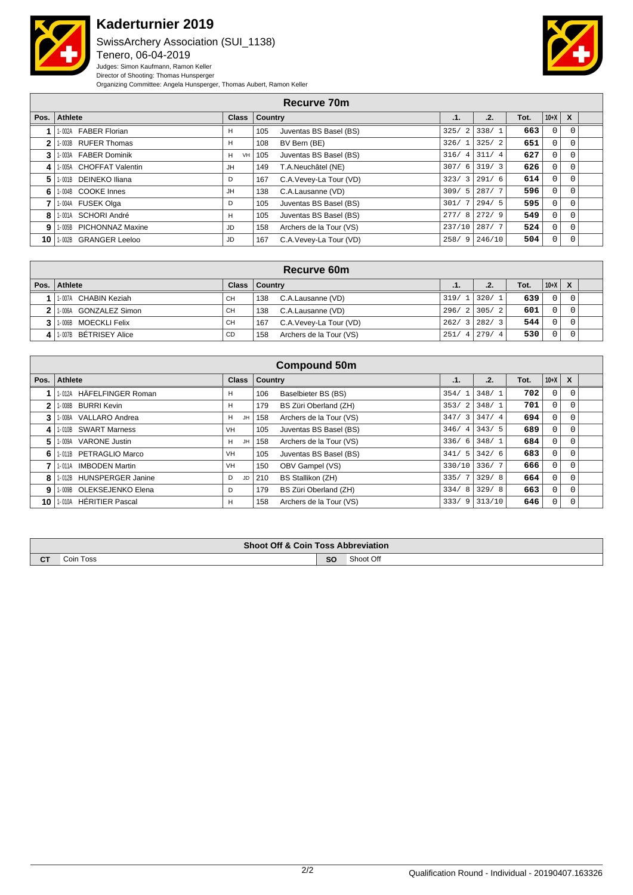# Kaderturnier 2019

SwissArchery Association (SUI_1138)
Tenero, 06-04-2019
Judges: Simon Kaufmann, Ramon Keller
Director of Shooting: Thomas Hunsperger
Organizing Committee: Angela Hunsperger, Thomas Aubert, Ramon Keller

## Recurve 70m

| Pos. | Athlete | Class | Country | .1. | .2. | Tot. | 10+X | X |
|---|---|---|---|---|---|---|---|---|
| 1 | 1-002A FABER Florian | H | 105 Juventas BS Basel (BS) | 325/ 2 | 338/ 1 | 663 | 0 | 0 |
| 2 | 1-003B RUFER Thomas | H | 108 BV Bern (BE) | 326/ 1 | 325/ 2 | 651 | 0 | 0 |
| 3 | 1-003A FABER Dominik | H VH | 105 Juventas BS Basel (BS) | 316/ 4 | 311/ 4 | 627 | 0 | 0 |
| 4 | 1-005A CHOFFAT Valentin | JH | 149 T.A.Neuchâtel (NE) | 307/ 6 | 319/ 3 | 626 | 0 | 0 |
| 5 | 1-001B DEINEKO Iliana | D | 167 C.A.Vevey-La Tour (VD) | 323/ 3 | 291/ 6 | 614 | 0 | 0 |
| 6 | 1-004B COOKE Innes | JH | 138 C.A.Lausanne (VD) | 309/ 5 | 287/ 7 | 596 | 0 | 0 |
| 7 | 1-004A FUSEK Olga | D | 105 Juventas BS Basel (BS) | 301/ 7 | 294/ 5 | 595 | 0 | 0 |
| 8 | 1-001A SCHORI André | H | 105 Juventas BS Basel (BS) | 277/ 8 | 272/ 9 | 549 | 0 | 0 |
| 9 | 1-005B PICHONNAZ Maxine | JD | 158 Archers de la Tour (VS) | 237/10 | 287/ 7 | 524 | 0 | 0 |
| 10 | 1-002B GRANGER Leeloo | JD | 167 C.A.Vevey-La Tour (VD) | 258/ 9 | 246/10 | 504 | 0 | 0 |

## Recurve 60m

| Pos. | Athlete | Class | Country | .1. | .2. | Tot. | 10+X | X |
|---|---|---|---|---|---|---|---|---|
| 1 | 1-007A CHABIN Keziah | CH | 138 C.A.Lausanne (VD) | 319/ 1 | 320/ 1 | 639 | 0 | 0 |
| 2 | 1-006A GONZALEZ Simon | CH | 138 C.A.Lausanne (VD) | 296/ 2 | 305/ 2 | 601 | 0 | 0 |
| 3 | 1-006B MOECKLI Felix | CH | 167 C.A.Vevey-La Tour (VD) | 262/ 3 | 282/ 3 | 544 | 0 | 0 |
| 4 | 1-007B BÉTRISEY Alice | CD | 158 Archers de la Tour (VS) | 251/ 4 | 279/ 4 | 530 | 0 | 0 |

## Compound 50m

| Pos. | Athlete | Class | Country | .1. | .2. | Tot. | 10+X | X |
|---|---|---|---|---|---|---|---|---|
| 1 | 1-012A HÄFELFINGER Roman | H | 106 Baselbieter BS (BS) | 354/ 1 | 348/ 1 | 702 | 0 | 0 |
| 2 | 1-008B BURRI Kevin | H | 179 BS Züri Oberland (ZH) | 353/ 2 | 348/ 1 | 701 | 0 | 0 |
| 3 | 1-008A VALLARO Andrea | H JH | 158 Archers de la Tour (VS) | 347/ 3 | 347/ 4 | 694 | 0 | 0 |
| 4 | 1-010B SWART Marness | VH | 105 Juventas BS Basel (BS) | 346/ 4 | 343/ 5 | 689 | 0 | 0 |
| 5 | 1-009A VARONE Justin | H JH | 158 Archers de la Tour (VS) | 336/ 6 | 348/ 1 | 684 | 0 | 0 |
| 6 | 1-011B PETRAGLIO Marco | VH | 105 Juventas BS Basel (BS) | 341/ 5 | 342/ 6 | 683 | 0 | 0 |
| 7 | 1-011A IMBODEN Martin | VH | 150 OBV Gampel (VS) | 330/10 | 336/ 7 | 666 | 0 | 0 |
| 8 | 1-012B HUNSPERGER Janine | D JD | 210 BS Stallikon (ZH) | 335/ 7 | 329/ 8 | 664 | 0 | 0 |
| 9 | 1-009B OLEKSEJENKO Elena | D | 179 BS Züri Oberland (ZH) | 334/ 8 | 329/ 8 | 663 | 0 | 0 |
| 10 | 1-010A HÉRITIER Pascal | H | 158 Archers de la Tour (VS) | 333/ 9 | 313/10 | 646 | 0 | 0 |

## Shoot Off & Coin Toss Abbreviation

| | | | |
|---|---|---|---|
| CT | Coin Toss | SO | Shoot Off |

Qualification Round - Individual - 20190407.163326